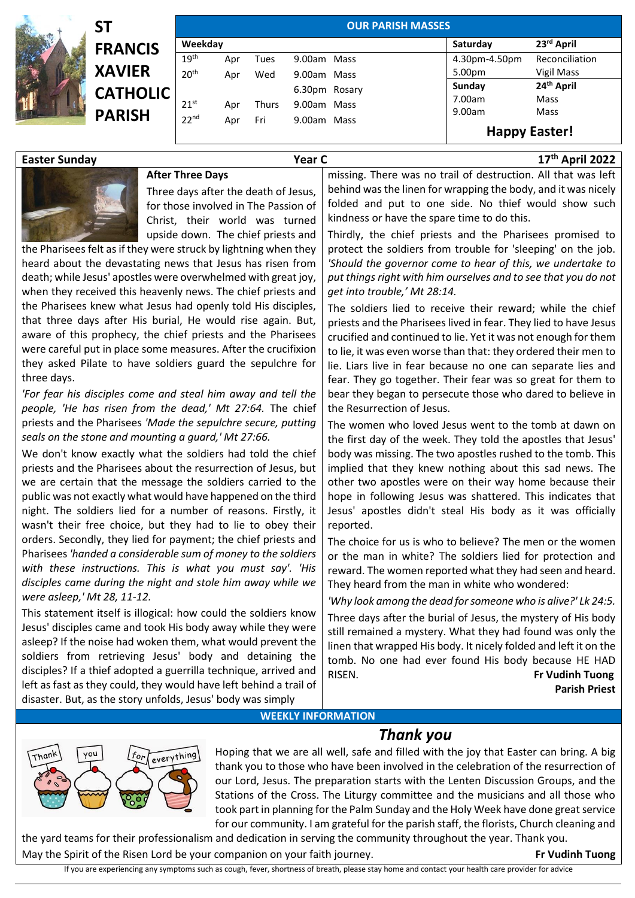# ST FRANCIS XAVIER CATHOLIC PARISH

## OUR PARISH MASSES

| Weekday | | | | | Saturday | 23rd April |
|---|---|---|---|---|---|---|
| 19th | Apr | Tues | 9.00am | Mass | 4.30pm-4.50pm | Reconciliation |
| 20th | Apr | Wed | 9.00am | Mass | 5.00pm | Vigil Mass |
| | | | 6.30pm | Rosary | **Sunday** | **24th April** |
| 21st | Apr | Thurs | 9.00am | Mass | 7.00am | Mass |
| 22nd | Apr | Fri | 9.00am | Mass | 9.00am | Mass |

**Happy Easter!**

**Easter Sunday** — **Year C** — **17th April 2022**

### After Three Days

Three days after the death of Jesus, for those involved in The Passion of Christ, their world was turned upside down. The chief priests and the Pharisees felt as if they were struck by lightning when they heard about the devastating news that Jesus has risen from death; while Jesus' apostles were overwhelmed with great joy, when they received this heavenly news. The chief priests and the Pharisees knew what Jesus had openly told His disciples, that three days after His burial, He would rise again. But, aware of this prophecy, the chief priests and the Pharisees were careful put in place some measures. After the crucifixion they asked Pilate to have soldiers guard the sepulchre for three days.

*'For fear his disciples come and steal him away and tell the people, 'He has risen from the dead,' Mt 27:64.* The chief priests and the Pharisees *'Made the sepulchre secure, putting seals on the stone and mounting a guard,' Mt 27:66.*

We don't know exactly what the soldiers had told the chief priests and the Pharisees about the resurrection of Jesus, but we are certain that the message the soldiers carried to the public was not exactly what would have happened on the third night. The soldiers lied for a number of reasons. Firstly, it wasn't their free choice, but they had to lie to obey their orders. Secondly, they lied for payment; the chief priests and Pharisees *'handed a considerable sum of money to the soldiers with these instructions. This is what you must say'. 'His disciples came during the night and stole him away while we were asleep,' Mt 28, 11-12.*

This statement itself is illogical: how could the soldiers know Jesus' disciples came and took His body away while they were asleep? If the noise had woken them, what would prevent the soldiers from retrieving Jesus' body and detaining the disciples? If a thief adopted a guerrilla technique, arrived and left as fast as they could, they would have left behind a trail of disaster. But, as the story unfolds, Jesus' body was simply missing. There was no trail of destruction. All that was left behind was the linen for wrapping the body, and it was nicely folded and put to one side. No thief would show such kindness or have the spare time to do this.

Thirdly, the chief priests and the Pharisees promised to protect the soldiers from trouble for 'sleeping' on the job. *'Should the governor come to hear of this, we undertake to put things right with him ourselves and to see that you do not get into trouble,' Mt 28:14.*

The soldiers lied to receive their reward; while the chief priests and the Pharisees lived in fear. They lied to have Jesus crucified and continued to lie. Yet it was not enough for them to lie, it was even worse than that: they ordered their men to lie. Liars live in fear because no one can separate lies and fear. They go together. Their fear was so great for them to bear they began to persecute those who dared to believe in the Resurrection of Jesus.

The women who loved Jesus went to the tomb at dawn on the first day of the week. They told the apostles that Jesus' body was missing. The two apostles rushed to the tomb. This implied that they knew nothing about this sad news. The other two apostles were on their way home because their hope in following Jesus was shattered. This indicates that Jesus' apostles didn't steal His body as it was officially reported.

The choice for us is who to believe? The men or the women or the man in white? The soldiers lied for protection and reward. The women reported what they had seen and heard. They heard from the man in white who wondered:

*'Why look among the dead for someone who is alive?' Lk 24:5.*

Three days after the burial of Jesus, the mystery of His body still remained a mystery. What they had found was only the linen that wrapped His body. It nicely folded and left it on the tomb. No one had ever found His body because HE HAD RISEN.

**Fr Vudinh Tuong**
**Parish Priest**

## WEEKLY INFORMATION

### *Thank you*

Hoping that we are all well, safe and filled with the joy that Easter can bring. A big thank you to those who have been involved in the celebration of the resurrection of our Lord, Jesus. The preparation starts with the Lenten Discussion Groups, and the Stations of the Cross. The Liturgy committee and the musicians and all those who took part in planning for the Palm Sunday and the Holy Week have done great service for our community. I am grateful for the parish staff, the florists, Church cleaning and the yard teams for their professionalism and dedication in serving the community throughout the year. Thank you.

May the Spirit of the Risen Lord be your companion on your faith journey. **Fr Vudinh Tuong**

If you are experiencing any symptoms such as cough, fever, shortness of breath, please stay home and contact your health care provider for advice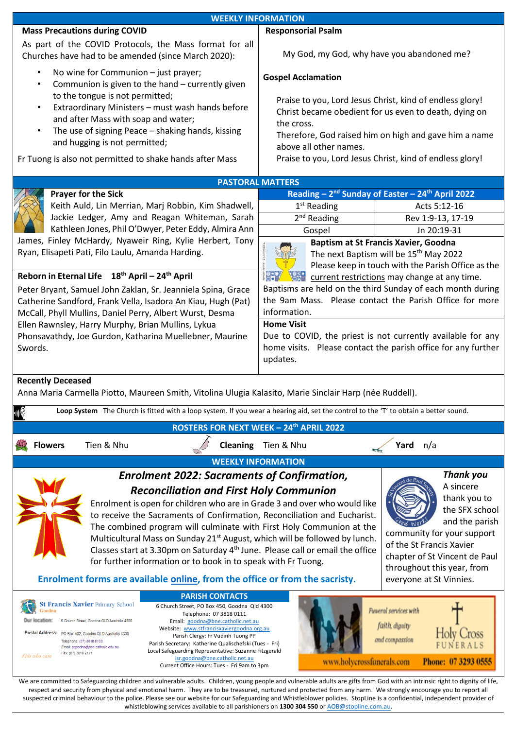## WEEKLY INFORMATION

### Mass Precautions during COVID

As part of the COVID Protocols, the Mass format for all Churches have had to be amended (since March 2020):

- No wine for Communion – just prayer;
- Communion is given to the hand – currently given to the tongue is not permitted;
- Extraordinary Ministers – must wash hands before and after Mass with soap and water;
- The use of signing Peace – shaking hands, kissing and hugging is not permitted;

Fr Tuong is also not permitted to shake hands after Mass

### Responsorial Psalm

My God, my God, why have you abandoned me?

### Gospel Acclamation

Praise to you, Lord Jesus Christ, kind of endless glory!
Christ became obedient for us even to death, dying on the cross.
Therefore, God raised him on high and gave him a name above all other names.
Praise to you, Lord Jesus Christ, kind of endless glory!

## PASTORAL MATTERS

### Prayer for the Sick

Keith Auld, Lin Merrian, Marj Robbin, Kim Shadwell, Jackie Ledger, Amy and Reagan Whiteman, Sarah Kathleen Jones, Phil O'Dwyer, Peter Eddy, Almira Ann James, Finley McHardy, Nyaweir Ring, Kylie Herbert, Tony Ryan, Elisapeti Pati, Filo Laulu, Amanda Harding.

### Reborn in Eternal Life 18th April – 24th April

Peter Bryant, Samuel John Zaklan, Sr. Jeanniela Spina, Grace Catherine Sandford, Frank Vella, Isadora An Kiau, Hugh (Pat) McCall, Phyll Mullins, Daniel Perry, Albert Wurst, Desma Ellen Rawnsley, Harry Murphy, Brian Mullins, Lykua Phonsavathdy, Joe Gurdon, Katharina Muellebner, Maurine Swords.

| Reading – 2nd Sunday of Easter – 24th April 2022 | |
|---|---|
| 1st Reading | Acts 5:12-16 |
| 2nd Reading | Rev 1:9-13, 17-19 |
| Gospel | Jn 20:19-31 |

### Baptism at St Francis Xavier, Goodna

The next Baptism will be 15th May 2022
Please keep in touch with the Parish Office as the current restrictions may change at any time.
Baptisms are held on the third Sunday of each month during the 9am Mass. Please contact the Parish Office for more information.

### Home Visit

Due to COVID, the priest is not currently available for any home visits. Please contact the parish office for any further updates.

### Recently Deceased

Anna Maria Carmella Piotto, Maureen Smith, Vitolina Ulugia Kalasito, Marie Sinclair Harp (née Ruddell).

**Loop System** The Church is fitted with a loop system. If you wear a hearing aid, set the control to the 'T' to obtain a better sound.

## ROSTERS FOR NEXT WEEK – 24th APRIL 2022

**Flowers** Tien & Nhu **Cleaning** Tien & Nhu **Yard** n/a

## WEEKLY INFORMATION

### *Enrolment 2022: Sacraments of Confirmation, Reconciliation and First Holy Communion*

Enrolment is open for children who are in Grade 3 and over who would like to receive the Sacraments of Confirmation, Reconciliation and Eucharist. The combined program will culminate with First Holy Communion at the Multicultural Mass on Sunday 21st August, which will be followed by lunch. Classes start at 3.30pm on Saturday 4th June. Please call or email the office for further information or to book in to speak with Fr Tuong.

**Enrolment forms are available online, from the office or from the sacristy.**

### *Thank you*

A sincere thank you to the SFX school and the parish community for your support of the St Francis Xavier chapter of St Vincent de Paul throughout this year, from everyone at St Vinnies.

**St Francis Xavier Primary School Goodna**
Our location: 6 Church Street, Goodna QLD Australia 4300
Postal Address: PO Box 402, Goodna QLD Australia 4300
Telephone: (07) 3818 6100
Email: pgoodna@bne.catholic.edu.au
Fax: (07) 3818 2171
Kids who care

### PARISH CONTACTS

6 Church Street, PO Box 450, Goodna Qld 4300
Telephone: 07 3818 0111
Email: goodna@bne.catholic.net.au
Website: www.stfrancisxaviergoodna.org.au
Parish Clergy: Fr Vudinh Tuong PP
Parish Secretary: Katherine Qualischefski (Tues - Fri)
Local Safeguarding Representative: Suzanne Fitzgerald
lsr.goodna@bne.catholic.net.au
Current Office Hours: Tues - Fri 9am to 3pm

Funeral services with faith, dignity and compassion
Holy Cross FUNERALS
www.holycrossfunerals.com Phone: 07 3293 0555

We are committed to Safeguarding children and vulnerable adults. Children, young people and vulnerable adults are gifts from God with an intrinsic right to dignity of life, respect and security from physical and emotional harm. They are to be treasured, nurtured and protected from any harm. We strongly encourage you to report all suspected criminal behaviour to the police. Please see our website for our Safeguarding and Whistleblower policies. StopLine is a confidential, independent provider of whistleblowing services available to all parishioners on **1300 304 550** or AOB@stopline.com.au.